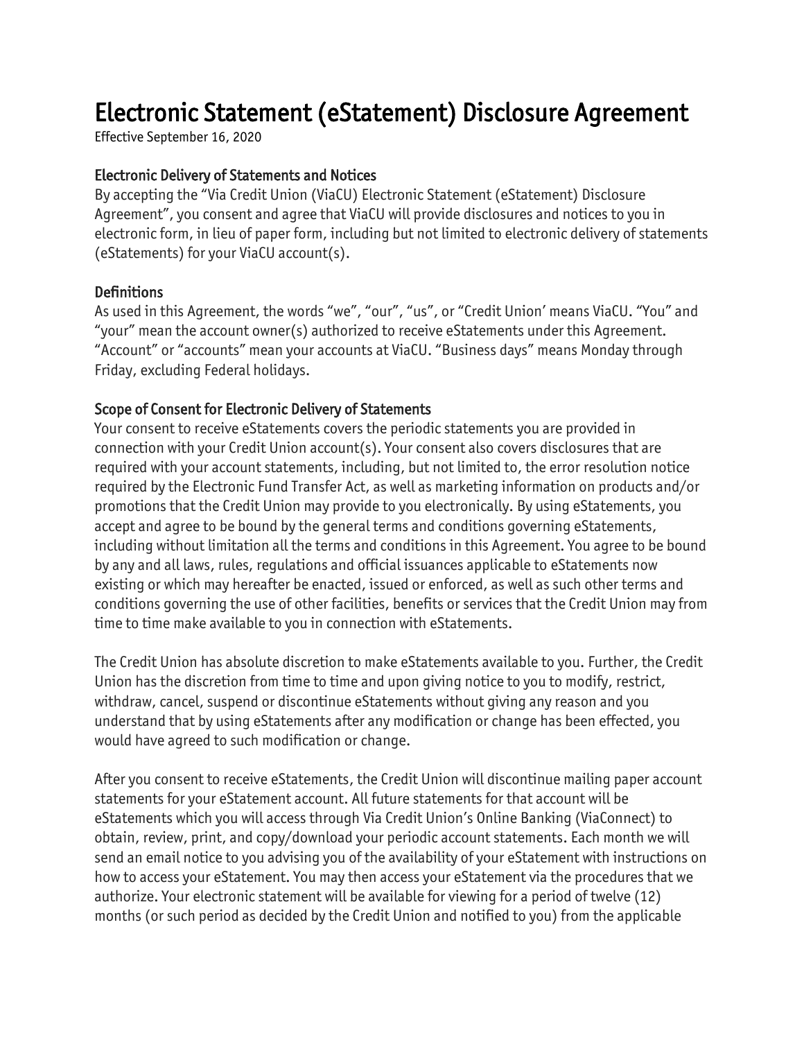# Electronic Statement (eStatement) Disclosure Agreement

Effective September 16, 2020

## Electronic Delivery of Statements and Notices

By accepting the "Via Credit Union (ViaCU) Electronic Statement (eStatement) Disclosure Agreement", you consent and agree that ViaCU will provide disclosures and notices to you in electronic form, in lieu of paper form, including but not limited to electronic delivery of statements (eStatements) for your ViaCU account(s).

## Definitions

As used in this Agreement, the words "we", "our", "us", or "Credit Union' means ViaCU. "You" and "your" mean the account owner(s) authorized to receive eStatements under this Agreement. "Account" or "accounts" mean your accounts at ViaCU. "Business days" means Monday through Friday, excluding Federal holidays.

## Scope of Consent for Electronic Delivery of Statements

Your consent to receive eStatements covers the periodic statements you are provided in connection with your Credit Union account(s). Your consent also covers disclosures that are required with your account statements, including, but not limited to, the error resolution notice required by the Electronic Fund Transfer Act, as well as marketing information on products and/or promotions that the Credit Union may provide to you electronically. By using eStatements, you accept and agree to be bound by the general terms and conditions governing eStatements, including without limitation all the terms and conditions in this Agreement. You agree to be bound by any and all laws, rules, regulations and official issuances applicable to eStatements now existing or which may hereafter be enacted, issued or enforced, as well as such other terms and conditions governing the use of other facilities, benefits or services that the Credit Union may from time to time make available to you in connection with eStatements.

The Credit Union has absolute discretion to make eStatements available to you. Further, the Credit Union has the discretion from time to time and upon giving notice to you to modify, restrict, withdraw, cancel, suspend or discontinue eStatements without giving any reason and you understand that by using eStatements after any modification or change has been effected, you would have agreed to such modification or change.

After you consent to receive eStatements, the Credit Union will discontinue mailing paper account statements for your eStatement account. All future statements for that account will be eStatements which you will access through Via Credit Union's Online Banking (ViaConnect) to obtain, review, print, and copy/download your periodic account statements. Each month we will send an email notice to you advising you of the availability of your eStatement with instructions on how to access your eStatement. You may then access your eStatement via the procedures that we authorize. Your electronic statement will be available for viewing for a period of twelve (12) months (or such period as decided by the Credit Union and notified to you) from the applicable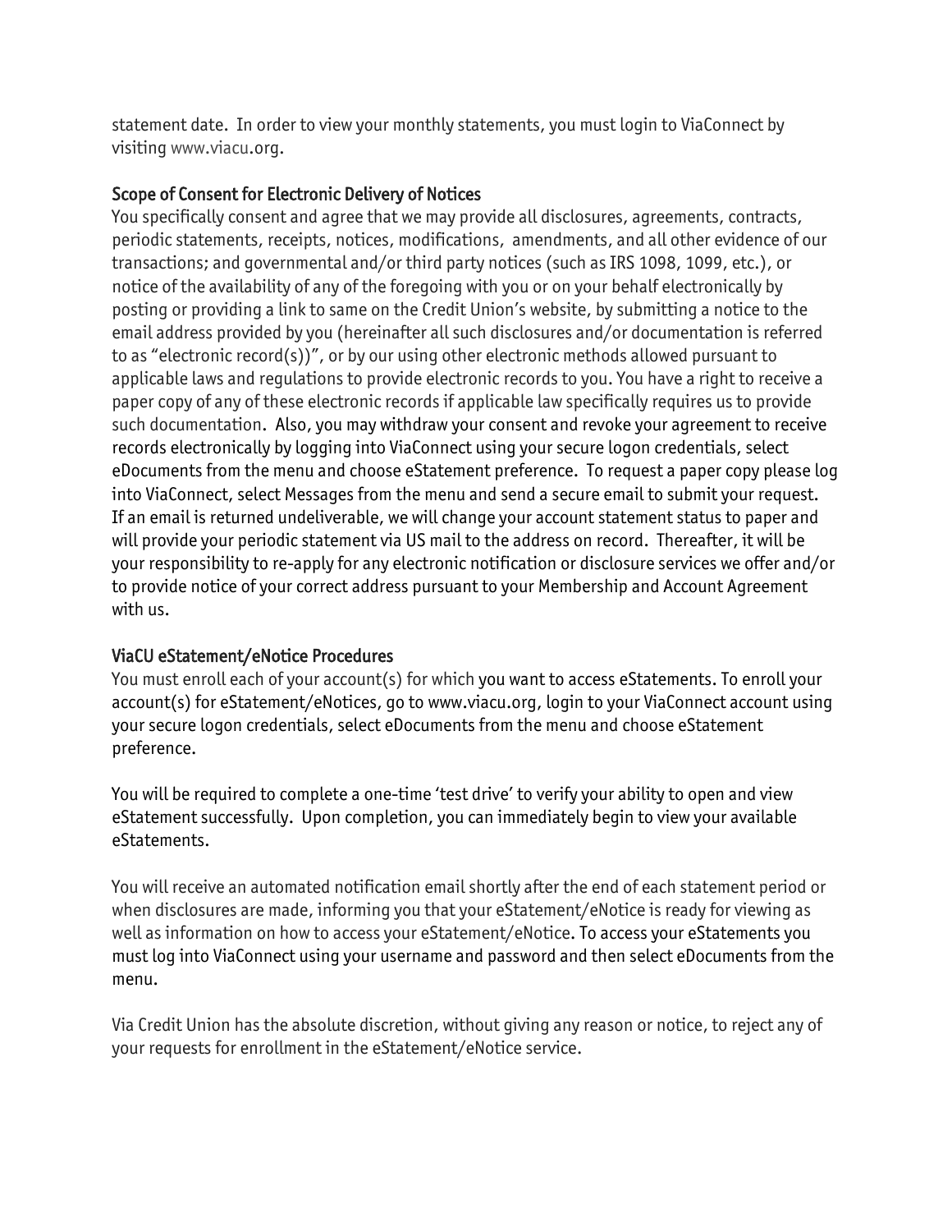statement date. In order to view your monthly statements, you must login to ViaConnect by visiting www.viacu.org.

## Scope of Consent for Electronic Delivery of Notices

You specifically consent and agree that we may provide all disclosures, agreements, contracts, periodic statements, receipts, notices, modifications, amendments, and all other evidence of our transactions; and governmental and/or third party notices (such as IRS 1098, 1099, etc.), or notice of the availability of any of the foregoing with you or on your behalf electronically by posting or providing a link to same on the Credit Union's website, by submitting a notice to the email address provided by you (hereinafter all such disclosures and/or documentation is referred to as "electronic record(s))", or by our using other electronic methods allowed pursuant to applicable laws and regulations to provide electronic records to you. You have a right to receive a paper copy of any of these electronic records if applicable law specifically requires us to provide such documentation. Also, you may withdraw your consent and revoke your agreement to receive records electronically by logging into ViaConnect using your secure logon credentials, select eDocuments from the menu and choose eStatement preference. To request a paper copy please log into ViaConnect, select Messages from the menu and send a secure email to submit your request. If an email is returned undeliverable, we will change your account statement status to paper and will provide your periodic statement via US mail to the address on record. Thereafter, it will be your responsibility to re-apply for any electronic notification or disclosure services we offer and/or to provide notice of your correct address pursuant to your Membership and Account Agreement with us.

## ViaCU eStatement/eNotice Procedures

You must enroll each of your account(s) for which you want to access eStatements. To enroll your account(s) for eStatement/eNotices, go to www.viacu.org, login to your ViaConnect account using your secure logon credentials, select eDocuments from the menu and choose eStatement preference.

You will be required to complete a one-time 'test drive' to verify your ability to open and view eStatement successfully. Upon completion, you can immediately begin to view your available eStatements.

You will receive an automated notification email shortly after the end of each statement period or when disclosures are made, informing you that your eStatement/eNotice is ready for viewing as well as information on how to access your eStatement/eNotice. To access your eStatements you must log into ViaConnect using your username and password and then select eDocuments from the menu.

Via Credit Union has the absolute discretion, without giving any reason or notice, to reject any of your requests for enrollment in the eStatement/eNotice service.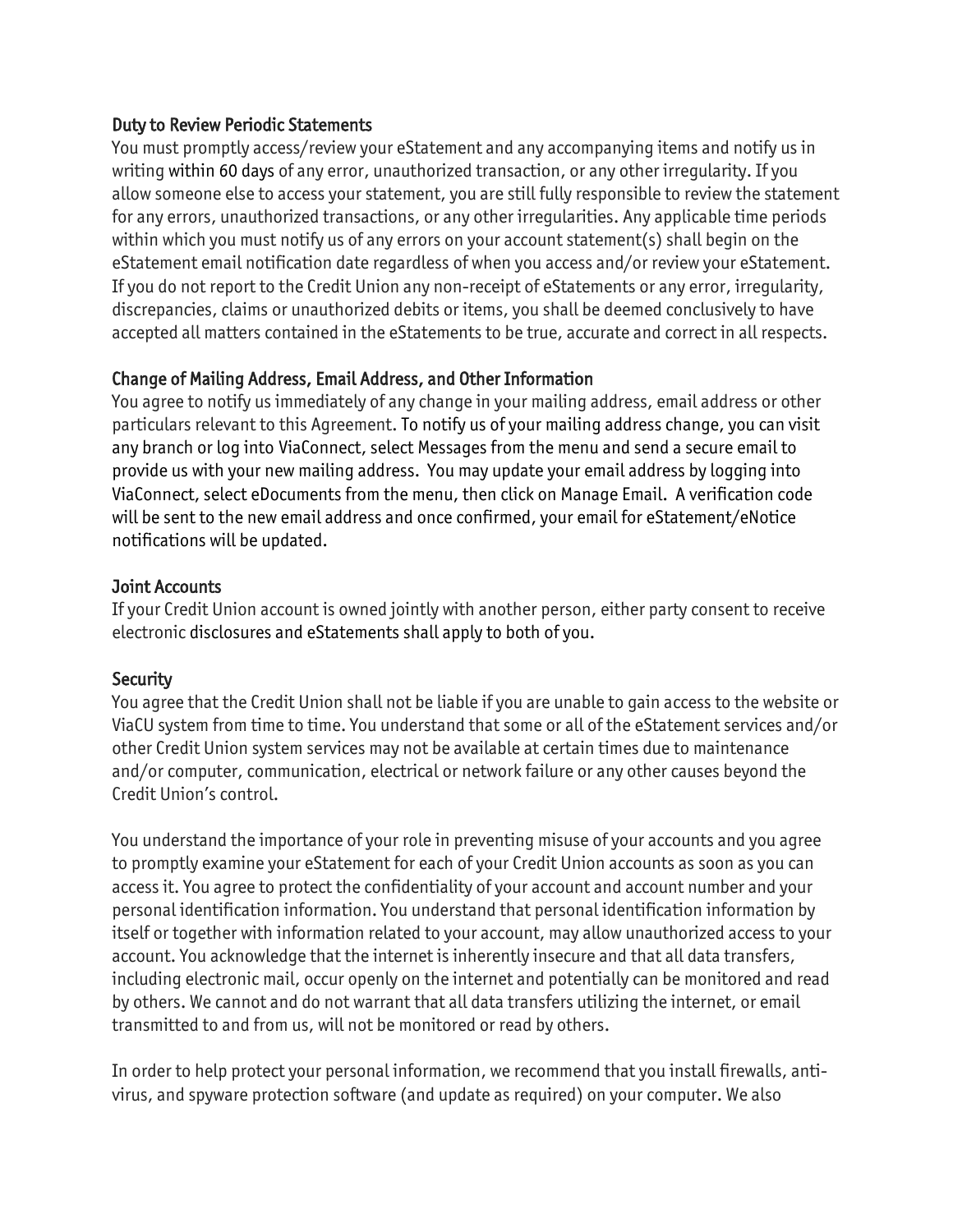### Duty to Review Periodic Statements

You must promptly access/review your eStatement and any accompanying items and notify us in writing within 60 days of any error, unauthorized transaction, or any other irregularity. If you allow someone else to access your statement, you are still fully responsible to review the statement for any errors, unauthorized transactions, or any other irregularities. Any applicable time periods within which you must notify us of any errors on your account statement(s) shall begin on the eStatement email notification date regardless of when you access and/or review your eStatement. If you do not report to the Credit Union any non-receipt of eStatements or any error, irregularity, discrepancies, claims or unauthorized debits or items, you shall be deemed conclusively to have accepted all matters contained in the eStatements to be true, accurate and correct in all respects.

### Change of Mailing Address, Email Address, and Other Information

You agree to notify us immediately of any change in your mailing address, email address or other particulars relevant to this Agreement. To notify us of your mailing address change, you can visit any branch or log into ViaConnect, select Messages from the menu and send a secure email to provide us with your new mailing address. You may update your email address by logging into ViaConnect, select eDocuments from the menu, then click on Manage Email. A verification code will be sent to the new email address and once confirmed, your email for eStatement/eNotice notifications will be updated.

### Joint Accounts

If your Credit Union account is owned jointly with another person, either party consent to receive electronic disclosures and eStatements shall apply to both of you.

### Security

You agree that the Credit Union shall not be liable if you are unable to gain access to the website or ViaCU system from time to time. You understand that some or all of the eStatement services and/or other Credit Union system services may not be available at certain times due to maintenance and/or computer, communication, electrical or network failure or any other causes beyond the Credit Union's control.

You understand the importance of your role in preventing misuse of your accounts and you agree to promptly examine your eStatement for each of your Credit Union accounts as soon as you can access it. You agree to protect the confidentiality of your account and account number and your personal identification information. You understand that personal identification information by itself or together with information related to your account, may allow unauthorized access to your account. You acknowledge that the internet is inherently insecure and that all data transfers, including electronic mail, occur openly on the internet and potentially can be monitored and read by others. We cannot and do not warrant that all data transfers utilizing the internet, or email transmitted to and from us, will not be monitored or read by others.

In order to help protect your personal information, we recommend that you install firewalls, anti-virus, and spyware protection software (and update as required) on your computer. We also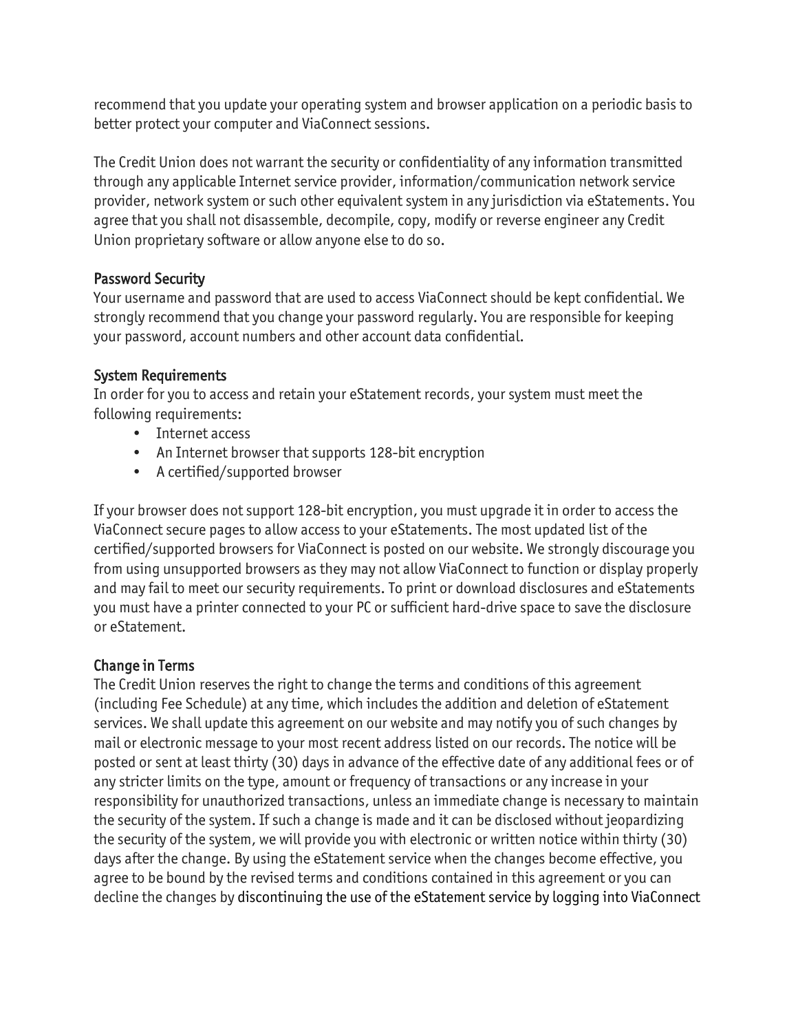recommend that you update your operating system and browser application on a periodic basis to better protect your computer and ViaConnect sessions.

The Credit Union does not warrant the security or confidentiality of any information transmitted through any applicable Internet service provider, information/communication network service provider, network system or such other equivalent system in any jurisdiction via eStatements. You agree that you shall not disassemble, decompile, copy, modify or reverse engineer any Credit Union proprietary software or allow anyone else to do so.

### Password Security

Your username and password that are used to access ViaConnect should be kept confidential. We strongly recommend that you change your password regularly. You are responsible for keeping your password, account numbers and other account data confidential.

### System Requirements

In order for you to access and retain your eStatement records, your system must meet the following requirements:

- Internet access
- An Internet browser that supports 128-bit encryption
- A certified/supported browser

If your browser does not support 128-bit encryption, you must upgrade it in order to access the ViaConnect secure pages to allow access to your eStatements. The most updated list of the certified/supported browsers for ViaConnect is posted on our website. We strongly discourage you from using unsupported browsers as they may not allow ViaConnect to function or display properly and may fail to meet our security requirements. To print or download disclosures and eStatements you must have a printer connected to your PC or sufficient hard-drive space to save the disclosure or eStatement.

### Change in Terms

The Credit Union reserves the right to change the terms and conditions of this agreement (including Fee Schedule) at any time, which includes the addition and deletion of eStatement services. We shall update this agreement on our website and may notify you of such changes by mail or electronic message to your most recent address listed on our records. The notice will be posted or sent at least thirty (30) days in advance of the effective date of any additional fees or of any stricter limits on the type, amount or frequency of transactions or any increase in your responsibility for unauthorized transactions, unless an immediate change is necessary to maintain the security of the system. If such a change is made and it can be disclosed without jeopardizing the security of the system, we will provide you with electronic or written notice within thirty (30) days after the change. By using the eStatement service when the changes become effective, you agree to be bound by the revised terms and conditions contained in this agreement or you can decline the changes by discontinuing the use of the eStatement service by logging into ViaConnect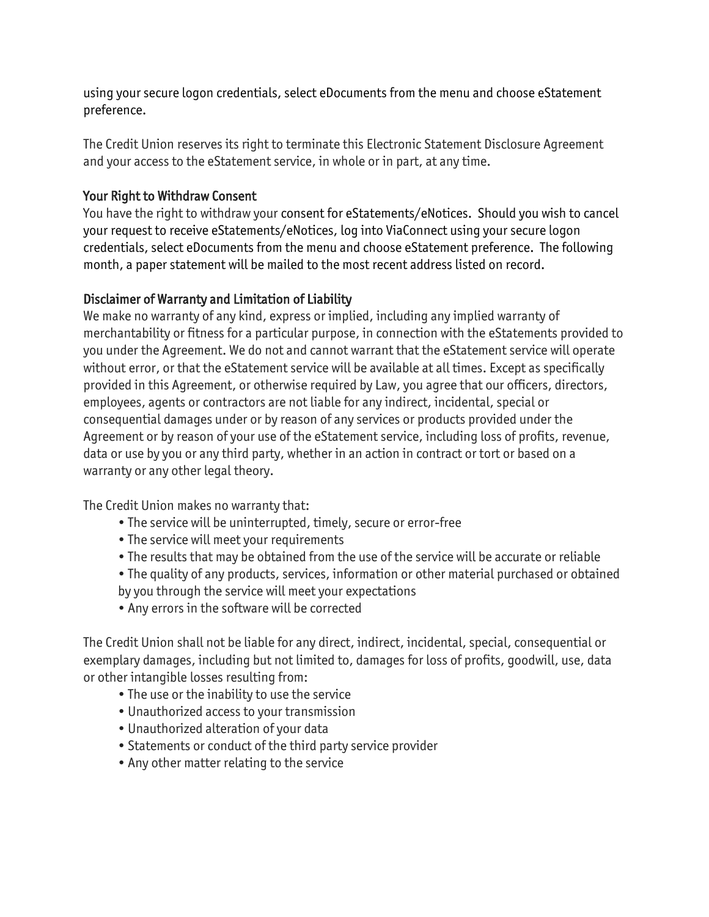using your secure logon credentials, select eDocuments from the menu and choose eStatement preference.

The Credit Union reserves its right to terminate this Electronic Statement Disclosure Agreement and your access to the eStatement service, in whole or in part, at any time.

### Your Right to Withdraw Consent

You have the right to withdraw your consent for eStatements/eNotices. Should you wish to cancel your request to receive eStatements/eNotices, log into ViaConnect using your secure logon credentials, select eDocuments from the menu and choose eStatement preference. The following month, a paper statement will be mailed to the most recent address listed on record.

### Disclaimer of Warranty and Limitation of Liability

We make no warranty of any kind, express or implied, including any implied warranty of merchantability or fitness for a particular purpose, in connection with the eStatements provided to you under the Agreement. We do not and cannot warrant that the eStatement service will operate without error, or that the eStatement service will be available at all times. Except as specifically provided in this Agreement, or otherwise required by Law, you agree that our officers, directors, employees, agents or contractors are not liable for any indirect, incidental, special or consequential damages under or by reason of any services or products provided under the Agreement or by reason of your use of the eStatement service, including loss of profits, revenue, data or use by you or any third party, whether in an action in contract or tort or based on a warranty or any other legal theory.

The Credit Union makes no warranty that:

- The service will be uninterrupted, timely, secure or error-free
- The service will meet your requirements
- The results that may be obtained from the use of the service will be accurate or reliable
- The quality of any products, services, information or other material purchased or obtained by you through the service will meet your expectations
- Any errors in the software will be corrected

The Credit Union shall not be liable for any direct, indirect, incidental, special, consequential or exemplary damages, including but not limited to, damages for loss of profits, goodwill, use, data or other intangible losses resulting from:

- The use or the inability to use the service
- Unauthorized access to your transmission
- Unauthorized alteration of your data
- Statements or conduct of the third party service provider
- Any other matter relating to the service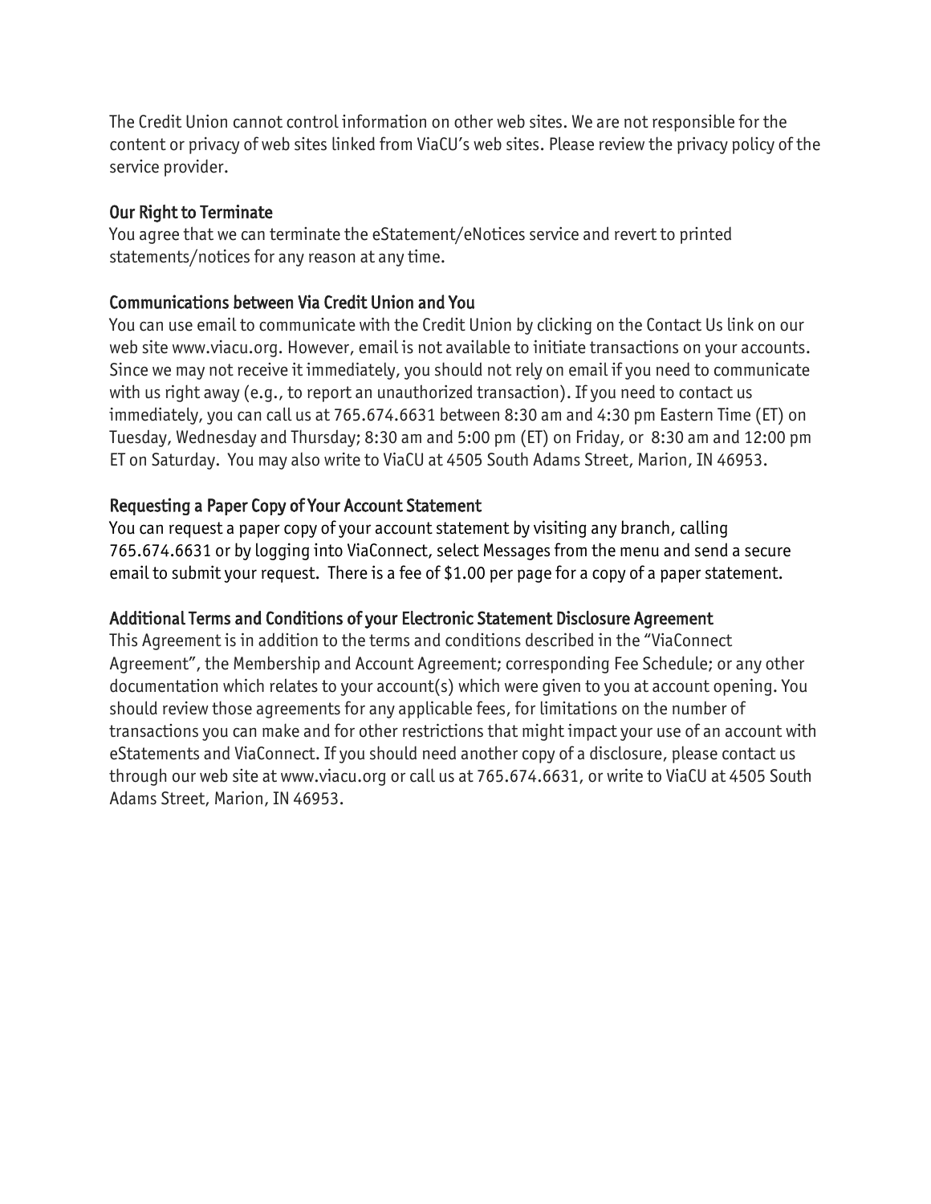The Credit Union cannot control information on other web sites. We are not responsible for the content or privacy of web sites linked from ViaCU's web sites. Please review the privacy policy of the service provider.

### Our Right to Terminate

You agree that we can terminate the eStatement/eNotices service and revert to printed statements/notices for any reason at any time.

### Communications between Via Credit Union and You

You can use email to communicate with the Credit Union by clicking on the Contact Us link on our web site www.viacu.org. However, email is not available to initiate transactions on your accounts. Since we may not receive it immediately, you should not rely on email if you need to communicate with us right away (e.g., to report an unauthorized transaction). If you need to contact us immediately, you can call us at 765.674.6631 between 8:30 am and 4:30 pm Eastern Time (ET) on Tuesday, Wednesday and Thursday; 8:30 am and 5:00 pm (ET) on Friday, or 8:30 am and 12:00 pm ET on Saturday. You may also write to ViaCU at 4505 South Adams Street, Marion, IN 46953.

### Requesting a Paper Copy of Your Account Statement

You can request a paper copy of your account statement by visiting any branch, calling 765.674.6631 or by logging into ViaConnect, select Messages from the menu and send a secure email to submit your request. There is a fee of $1.00 per page for a copy of a paper statement.

### Additional Terms and Conditions of your Electronic Statement Disclosure Agreement

This Agreement is in addition to the terms and conditions described in the "ViaConnect Agreement", the Membership and Account Agreement; corresponding Fee Schedule; or any other documentation which relates to your account(s) which were given to you at account opening. You should review those agreements for any applicable fees, for limitations on the number of transactions you can make and for other restrictions that might impact your use of an account with eStatements and ViaConnect. If you should need another copy of a disclosure, please contact us through our web site at www.viacu.org or call us at 765.674.6631, or write to ViaCU at 4505 South Adams Street, Marion, IN 46953.